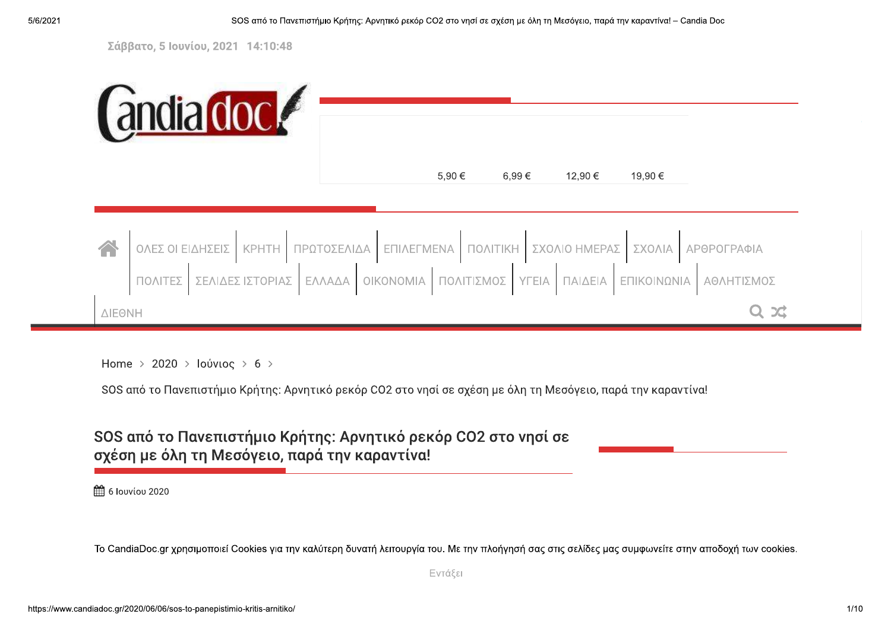Σάββατο, 5 Ιουνίου, 2021 14:10:48

5,90 € 6,99 € 12,90 € 19,90 €

ΟΛΕΣ ΟΙ ΕΙΔΗΣΕΙΣ | ΚΡΗΤΗ | ΠΡΩΤΟΣΕΛΙΔΑ | ΕΠΙΛΕΓΜΕΝΑ | ΠΟΛΙΤΙΚΗ | ΣΧΟΛΙΟ ΗΜΕΡΑΣ | ΣΧΟΛΙΑ | ΑΡΘΡΟΓΡΑΦΙΑ | ΠΟΛΙΤΕΣ | ΣΕΛΙΔΕΣ ΙΣΤΟΡΙΑΣ | ΕΛΛΑΔΑ | ΟΙΚΟΝΟΜΙΑ | ΠΟΛΙΤΙΣΜΟΣ | ΥΓΕΙΑ | ΠΑΙΔΕΙΑ | ΕΠΙΚΟΙΝΩΝΙΑ | ΑΘΛΗΤΙΣΜΟΣ | ΔΙΕΘΝΗ

Home > 2020 > Ιούνιος > 6 >

SOS από το Πανεπιστήμιο Κρήτης: Αρνητικό ρεκόρ CO2 στο νησί σε σχέση με όλη τη Μεσόγειο, παρά την καραντίνα!

# SOS από το Πανεπιστήμιο Κρήτης: Αρνητικό ρεκόρ CO2 στο νησί σε σχέση με όλη τη Μεσόγειο, παρά την καραντίνα!

6 Ιουνίου 2020

Το CandiaDoc.gr χρησιμοποιεί Cookies για την καλύτερη δυνατή λειτουργία του. Με την πλοήγησή σας στις σελίδες μας συμφωνείτε στην αποδοχή των cookies.

Εντάξει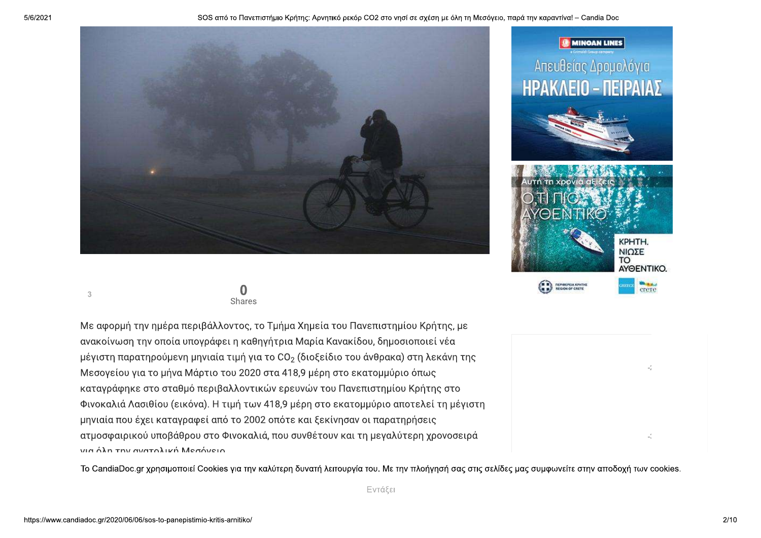0
Shares

Με αφορμή την ημέρα περιβάλλοντος, το Τμήμα Χημεία του Πανεπιστημίου Κρήτης, με ανακοίνωση την οποία υπογράφει η καθηγήτρια Μαρία Κανακίδου, δημοσιοποιεί νέα μέγιστη παρατηρούμενη μηνιαία τιμή για το $CO_2$ (διοξείδιο του άνθρακα) στη λεκάνη της Μεσογείου για το μήνα Μάρτιο του 2020 στα 418,9 μέρη στο εκατομμύριο όπως καταγράφηκε στο σταθμό περιβαλλοντικών ερευνών του Πανεπιστημίου Κρήτης στο Φινοκαλιά Λασιθίου (εικόνα). Η τιμή των 418,9 μέρη στο εκατομμύριο αποτελεί τη μέγιστη μηνιαία που έχει καταγραφεί από το 2002 οπότε και ξεκίνησαν οι παρατηρήσεις ατμοσφαιρικού υποβάθρου στο Φινοκαλιά, που συνθέτουν και τη μεγαλύτερη χρονοσειρά για όλη την ανατολική Μεσόγειο.

Το CandiaDoc.gr χρησιμοποιεί Cookies για την καλύτερη δυνατή λειτουργία του. Με την πλοήγησή σας στις σελίδες μας συμφωνείτε στην αποδοχή των cookies.

Εντάξει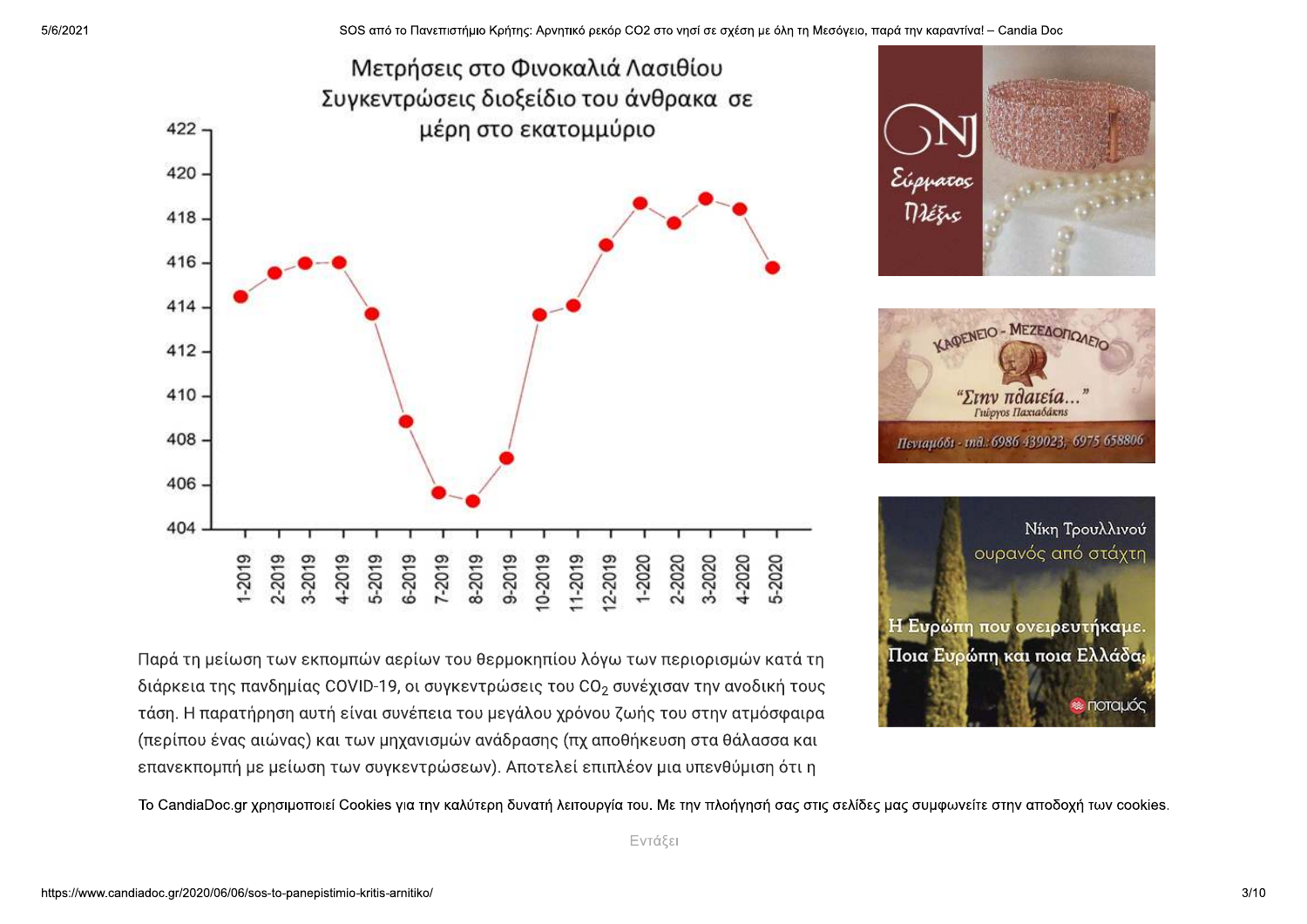Μετρήσεις στο Φινοκαλιά Λασιθίου Συγκεντρώσεις διοξείδιο του άνθρακα σε μέρη στο εκατομμύριο

Παρά τη μείωση των εκπομπών αερίων του θερμοκηπίου λόγω των περιορισμών κατά τη διάρκεια της πανδημίας COVID-19, οι συγκεντρώσεις του $CO_2$ συνέχισαν την ανοδική τους τάση. Η παρατήρηση αυτή είναι συνέπεια του μεγάλου χρόνου ζωής του στην ατμόσφαιρα (περίπου ένας αιώνας) και των μηχανισμών ανάδρασης (πχ αποθήκευση στα θάλασσα και επανεκπομπή με μείωση των συγκεντρώσεων). Αποτελεί επιπλέον μια υπενθύμιση ότι η

Το CandiaDoc.gr χρησιμοποιεί Cookies για την καλύτερη δυνατή λειτουργία του. Με την πλοήγησή σας στις σελίδες μας συμφωνείτε στην αποδοχή των cookies.

Εντάξει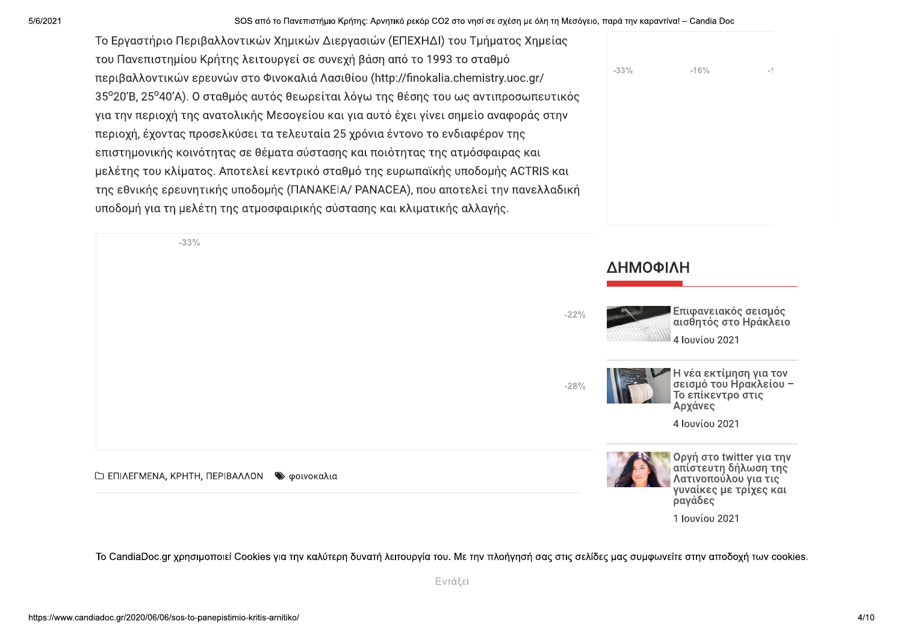Το Εργαστήριο Περιβαλλοντικών Χημικών Διεργασιών (ΕΠΕΧΗΔΙ) του Τμήματος Χημείας του Πανεπιστημίου Κρήτης λειτουργεί σε συνεχή βάση από το 1993 το σταθμό περιβαλλοντικών ερευνών στο Φινοκαλιά Λασιθίου (http://finokalia.chemistry.uoc.gr/ 35°20'Β, 25°40'Α). Ο σταθμός αυτός θεωρείται λόγω της θέσης του ως αντιπροσωπευτικός για την περιοχή της ανατολικής Μεσογείου και για αυτό έχει γίνει σημείο αναφοράς στην περιοχή, έχοντας προσελκύσει τα τελευταία 25 χρόνια έντονο το ενδιαφέρον της επιστημονικής κοινότητας σε θέματα σύστασης και ποιότητας της ατμόσφαιρας και μελέτης του κλίματος. Αποτελεί κεντρικό σταθμό της ευρωπαϊκής υποδομής ACTRIS και της εθνικής ερευνητικής υποδομής (ΠΑΝΑΚΕΙΑ/ PANACEA), που αποτελεί την πανελλαδική υποδομή για τη μελέτη της ατμοσφαιρικής σύστασης και κλιματικής αλλαγής.

-33%

-22%

-28%

ΕΠΙΛΕΓΜΕΝΑ, ΚΡΗΤΗ, ΠΕΡΙΒΑΛΛΟΝ — φοινοκαλια

-33% -16% -1

## ΔΗΜΟΦΙΛΗ

Επιφανειακός σεισμός αισθητός στο Ηράκλειο
4 Ιουνίου 2021

Η νέα εκτίμηση για τον σεισμό του Ηρακλείου – Το επίκεντρο στις Αρχάνες
4 Ιουνίου 2021

Οργή στο twitter για την απίστευτη δήλωση της Λατινοπούλου για τις γυναίκες με τρίχες και ραγάδες
1 Ιουνίου 2021

Το CandiaDoc.gr χρησιμοποιεί Cookies για την καλύτερη δυνατή λειτουργία του. Με την πλοήγησή σας στις σελίδες μας συμφωνείτε στην αποδοχή των cookies.

Εντάξει